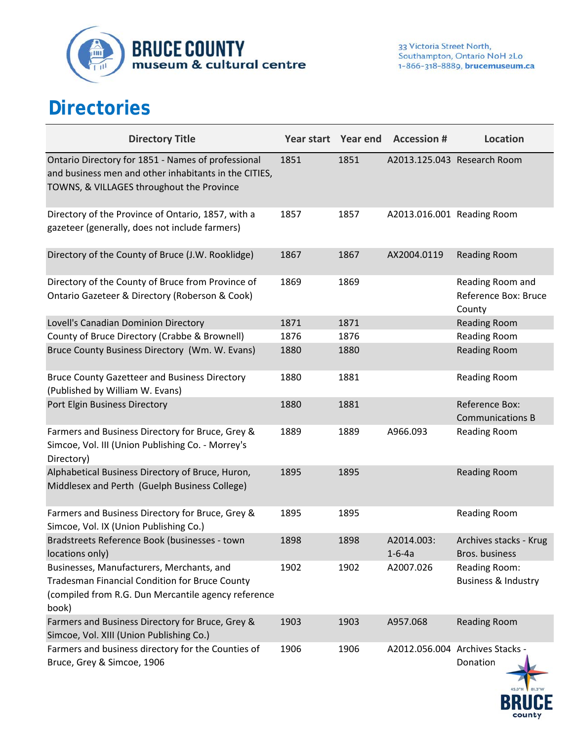# Directories

| Directory Title | Year start | Year end | Accession # | Location |
|---|---|---|---|---|
| Ontario Directory for 1851 - Names of professional and business men and other inhabitants in the CITIES, TOWNS, & VILLAGES throughout the Province | 1851 | 1851 | A2013.125.043 | Research Room |
| Directory of the Province of Ontario, 1857, with a gazeteer (generally, does not include farmers) | 1857 | 1857 | A2013.016.001 | Reading Room |
| Directory of the County of Bruce (J.W. Rooklidge) | 1867 | 1867 | AX2004.0119 | Reading Room |
| Directory of the County of Bruce from Province of Ontario Gazeteer & Directory (Roberson & Cook) | 1869 | 1869 | | Reading Room and Reference Box: Bruce County |
| Lovell's Canadian Dominion Directory | 1871 | 1871 | | Reading Room |
| County of Bruce Directory (Crabbe & Brownell) | 1876 | 1876 | | Reading Room |
| Bruce County Business Directory (Wm. W. Evans) | 1880 | 1880 | | Reading Room |
| Bruce County Gazetteer and Business Directory (Published by William W. Evans) | 1880 | 1881 | | Reading Room |
| Port Elgin Business Directory | 1880 | 1881 | | Reference Box: Communications B |
| Farmers and Business Directory for Bruce, Grey & Simcoe, Vol. III (Union Publishing Co. - Morrey's Directory) | 1889 | 1889 | A966.093 | Reading Room |
| Alphabetical Business Directory of Bruce, Huron, Middlesex and Perth (Guelph Business College) | 1895 | 1895 | | Reading Room |
| Farmers and Business Directory for Bruce, Grey & Simcoe, Vol. IX (Union Publishing Co.) | 1895 | 1895 | | Reading Room |
| Bradstreets Reference Book (businesses - town locations only) | 1898 | 1898 | A2014.003: 1-6-4a | Archives stacks - Krug Bros. business |
| Businesses, Manufacturers, Merchants, and Tradesman Financial Condition for Bruce County (compiled from R.G. Dun Mercantile agency reference book) | 1902 | 1902 | A2007.026 | Reading Room: Business & Industry |
| Farmers and Business Directory for Bruce, Grey & Simcoe, Vol. XIII (Union Publishing Co.) | 1903 | 1903 | A957.068 | Reading Room |
| Farmers and business directory for the Counties of Bruce, Grey & Simcoe, 1906 | 1906 | 1906 | A2012.056.004 | Archives Stacks - Donation |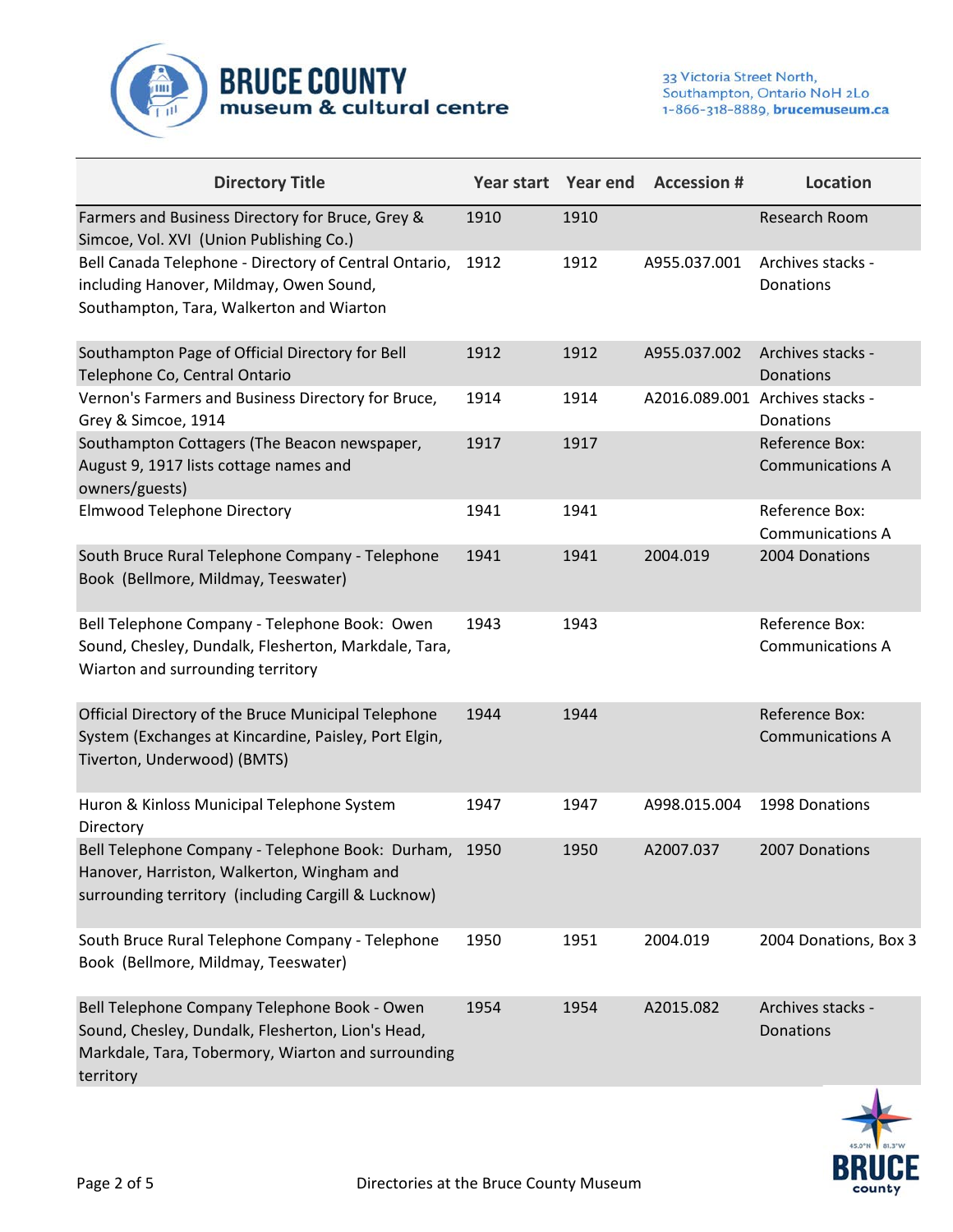| Directory Title | Year start | Year end | Accession # | Location |
|---|---|---|---|---|
| Farmers and Business Directory for Bruce, Grey & Simcoe, Vol. XVI (Union Publishing Co.) | 1910 | 1910 | | Research Room |
| Bell Canada Telephone - Directory of Central Ontario, including Hanover, Mildmay, Owen Sound, Southampton, Tara, Walkerton and Wiarton | 1912 | 1912 | A955.037.001 | Archives stacks - Donations |
| Southampton Page of Official Directory for Bell Telephone Co, Central Ontario | 1912 | 1912 | A955.037.002 | Archives stacks - Donations |
| Vernon's Farmers and Business Directory for Bruce, Grey & Simcoe, 1914 | 1914 | 1914 | A2016.089.001 | Archives stacks - Donations |
| Southampton Cottagers (The Beacon newspaper, August 9, 1917 lists cottage names and owners/guests) | 1917 | 1917 | | Reference Box: Communications A |
| Elmwood Telephone Directory | 1941 | 1941 | | Reference Box: Communications A |
| South Bruce Rural Telephone Company - Telephone Book (Bellmore, Mildmay, Teeswater) | 1941 | 1941 | 2004.019 | 2004 Donations |
| Bell Telephone Company - Telephone Book: Owen Sound, Chesley, Dundalk, Flesherton, Markdale, Tara, Wiarton and surrounding territory | 1943 | 1943 | | Reference Box: Communications A |
| Official Directory of the Bruce Municipal Telephone System (Exchanges at Kincardine, Paisley, Port Elgin, Tiverton, Underwood) (BMTS) | 1944 | 1944 | | Reference Box: Communications A |
| Huron & Kinloss Municipal Telephone System Directory | 1947 | 1947 | A998.015.004 | 1998 Donations |
| Bell Telephone Company - Telephone Book: Durham, Hanover, Harriston, Walkerton, Wingham and surrounding territory (including Cargill & Lucknow) | 1950 | 1950 | A2007.037 | 2007 Donations |
| South Bruce Rural Telephone Company - Telephone Book (Bellmore, Mildmay, Teeswater) | 1950 | 1951 | 2004.019 | 2004 Donations, Box 3 |
| Bell Telephone Company Telephone Book - Owen Sound, Chesley, Dundalk, Flesherton, Lion's Head, Markdale, Tara, Tobermory, Wiarton and surrounding territory | 1954 | 1954 | A2015.082 | Archives stacks - Donations |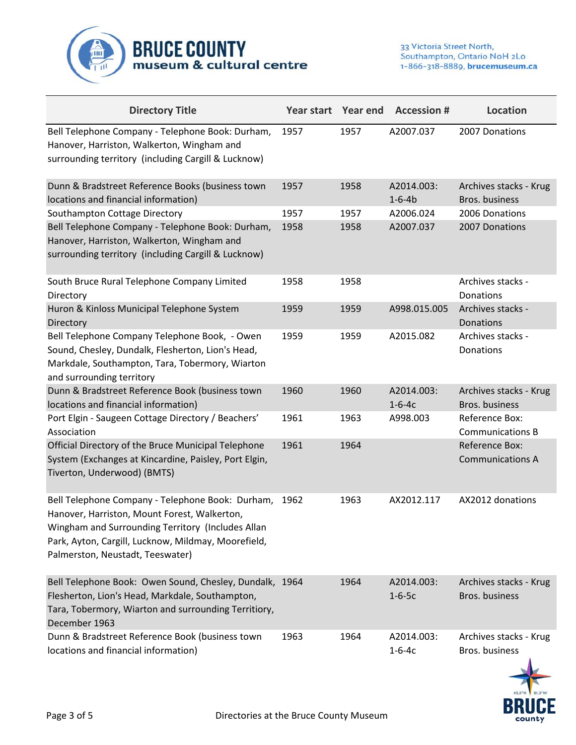| Directory Title | Year start | Year end | Accession # | Location |
|---|---|---|---|---|
| Bell Telephone Company - Telephone Book: Durham, Hanover, Harriston, Walkerton, Wingham and surrounding territory (including Cargill & Lucknow) | 1957 | 1957 | A2007.037 | 2007 Donations |
| Dunn & Bradstreet Reference Books (business town locations and financial information) | 1957 | 1958 | A2014.003: 1-6-4b | Archives stacks - Krug Bros. business |
| Southampton Cottage Directory | 1957 | 1957 | A2006.024 | 2006 Donations |
| Bell Telephone Company - Telephone Book: Durham, Hanover, Harriston, Walkerton, Wingham and surrounding territory (including Cargill & Lucknow) | 1958 | 1958 | A2007.037 | 2007 Donations |
| South Bruce Rural Telephone Company Limited Directory | 1958 | 1958 | | Archives stacks - Donations |
| Huron & Kinloss Municipal Telephone System Directory | 1959 | 1959 | A998.015.005 | Archives stacks - Donations |
| Bell Telephone Company Telephone Book, - Owen Sound, Chesley, Dundalk, Flesherton, Lion's Head, Markdale, Southampton, Tara, Tobermory, Wiarton and surrounding territory | 1959 | 1959 | A2015.082 | Archives stacks - Donations |
| Dunn & Bradstreet Reference Book (business town locations and financial information) | 1960 | 1960 | A2014.003: 1-6-4c | Archives stacks - Krug Bros. business |
| Port Elgin - Saugeen Cottage Directory / Beachers' Association | 1961 | 1963 | A998.003 | Reference Box: Communications B |
| Official Directory of the Bruce Municipal Telephone System (Exchanges at Kincardine, Paisley, Port Elgin, Tiverton, Underwood) (BMTS) | 1961 | 1964 | | Reference Box: Communications A |
| Bell Telephone Company - Telephone Book: Durham, Hanover, Harriston, Mount Forest, Walkerton, Wingham and Surrounding Territory (Includes Allan Park, Ayton, Cargill, Lucknow, Mildmay, Moorefield, Palmerston, Neustadt, Teeswater) | 1962 | 1963 | AX2012.117 | AX2012 donations |
| Bell Telephone Book: Owen Sound, Chesley, Dundalk, Flesherton, Lion's Head, Markdale, Southampton, Tara, Tobermory, Wiarton and surrounding Territiory, December 1963 | 1964 | 1964 | A2014.003: 1-6-5c | Archives stacks - Krug Bros. business |
| Dunn & Bradstreet Reference Book (business town locations and financial information) | 1963 | 1964 | A2014.003: 1-6-4c | Archives stacks - Krug Bros. business |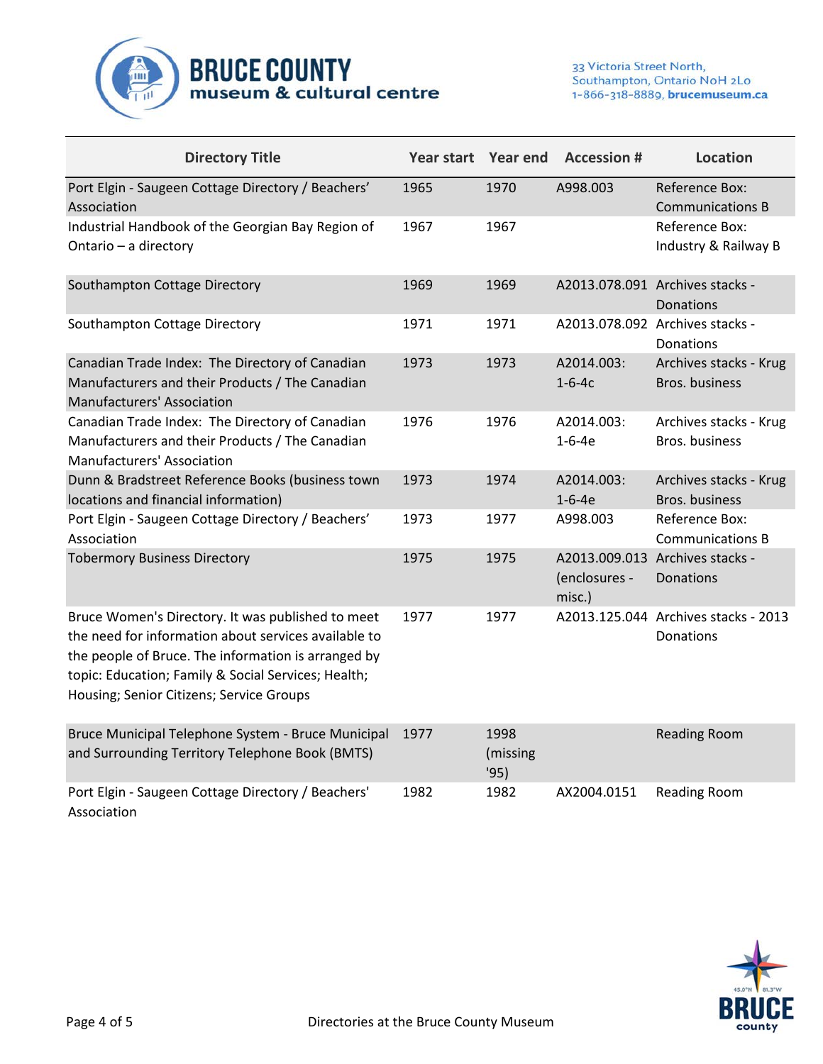| Directory Title | Year start | Year end | Accession # | Location |
|---|---|---|---|---|
| Port Elgin - Saugeen Cottage Directory / Beachers' Association | 1965 | 1970 | A998.003 | Reference Box: Communications B |
| Industrial Handbook of the Georgian Bay Region of Ontario – a directory | 1967 | 1967 | | Reference Box: Industry & Railway B |
| Southampton Cottage Directory | 1969 | 1969 | A2013.078.091 | Archives stacks - Donations |
| Southampton Cottage Directory | 1971 | 1971 | A2013.078.092 | Archives stacks - Donations |
| Canadian Trade Index: The Directory of Canadian Manufacturers and their Products / The Canadian Manufacturers' Association | 1973 | 1973 | A2014.003: 1-6-4c | Archives stacks - Krug Bros. business |
| Canadian Trade Index: The Directory of Canadian Manufacturers and their Products / The Canadian Manufacturers' Association | 1976 | 1976 | A2014.003: 1-6-4e | Archives stacks - Krug Bros. business |
| Dunn & Bradstreet Reference Books (business town locations and financial information) | 1973 | 1974 | A2014.003: 1-6-4e | Archives stacks - Krug Bros. business |
| Port Elgin - Saugeen Cottage Directory / Beachers' Association | 1973 | 1977 | A998.003 | Reference Box: Communications B |
| Tobermory Business Directory | 1975 | 1975 | A2013.009.013 (enclosures - misc.) | Archives stacks - Donations |
| Bruce Women's Directory. It was published to meet the need for information about services available to the people of Bruce. The information is arranged by topic: Education; Family & Social Services; Health; Housing; Senior Citizens; Service Groups | 1977 | 1977 | A2013.125.044 | Archives stacks - 2013 Donations |
| Bruce Municipal Telephone System - Bruce Municipal and Surrounding Territory Telephone Book (BMTS) | 1977 | 1998 (missing '95) | | Reading Room |
| Port Elgin - Saugeen Cottage Directory / Beachers' Association | 1982 | 1982 | AX2004.0151 | Reading Room |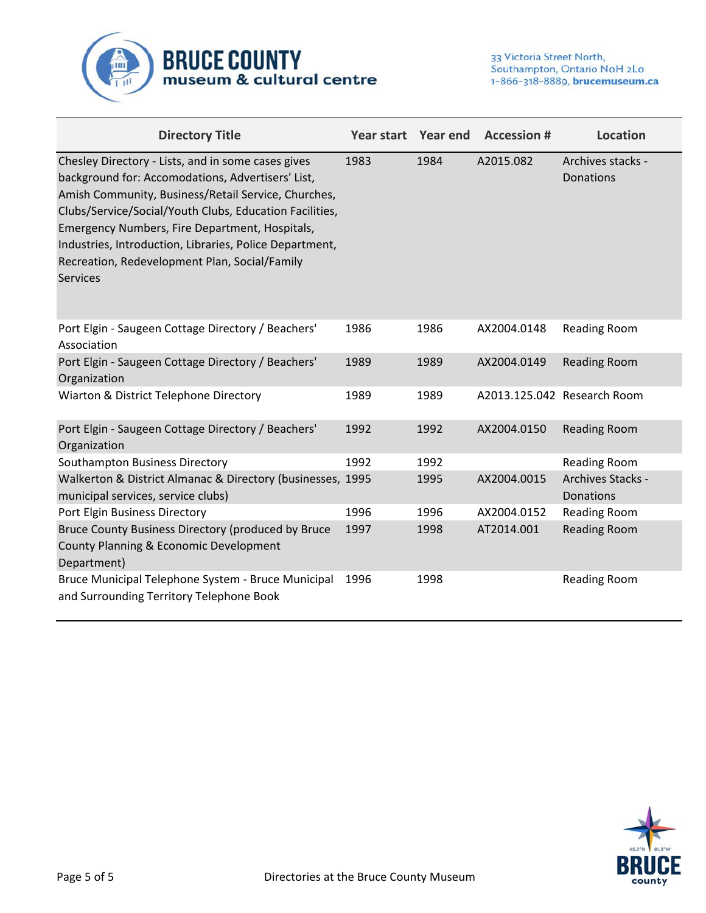| Directory Title | Year start | Year end | Accession # | Location |
|---|---|---|---|---|
| Chesley Directory - Lists, and in some cases gives background for: Accomodations, Advertisers' List, Amish Community, Business/Retail Service, Churches, Clubs/Service/Social/Youth Clubs, Education Facilities, Emergency Numbers, Fire Department, Hospitals, Industries, Introduction, Libraries, Police Department, Recreation, Redevelopment Plan, Social/Family Services | 1983 | 1984 | A2015.082 | Archives stacks - Donations |
| Port Elgin - Saugeen Cottage Directory / Beachers' Association | 1986 | 1986 | AX2004.0148 | Reading Room |
| Port Elgin - Saugeen Cottage Directory / Beachers' Organization | 1989 | 1989 | AX2004.0149 | Reading Room |
| Wiarton & District Telephone Directory | 1989 | 1989 | A2013.125.042 | Research Room |
| Port Elgin - Saugeen Cottage Directory / Beachers' Organization | 1992 | 1992 | AX2004.0150 | Reading Room |
| Southampton Business Directory | 1992 | 1992 | | Reading Room |
| Walkerton & District Almanac & Directory (businesses, municipal services, service clubs) | 1995 | 1995 | AX2004.0015 | Archives Stacks - Donations |
| Port Elgin Business Directory | 1996 | 1996 | AX2004.0152 | Reading Room |
| Bruce County Business Directory (produced by Bruce County Planning & Economic Development Department) | 1997 | 1998 | AT2014.001 | Reading Room |
| Bruce Municipal Telephone System - Bruce Municipal and Surrounding Territory Telephone Book | 1996 | 1998 | | Reading Room |